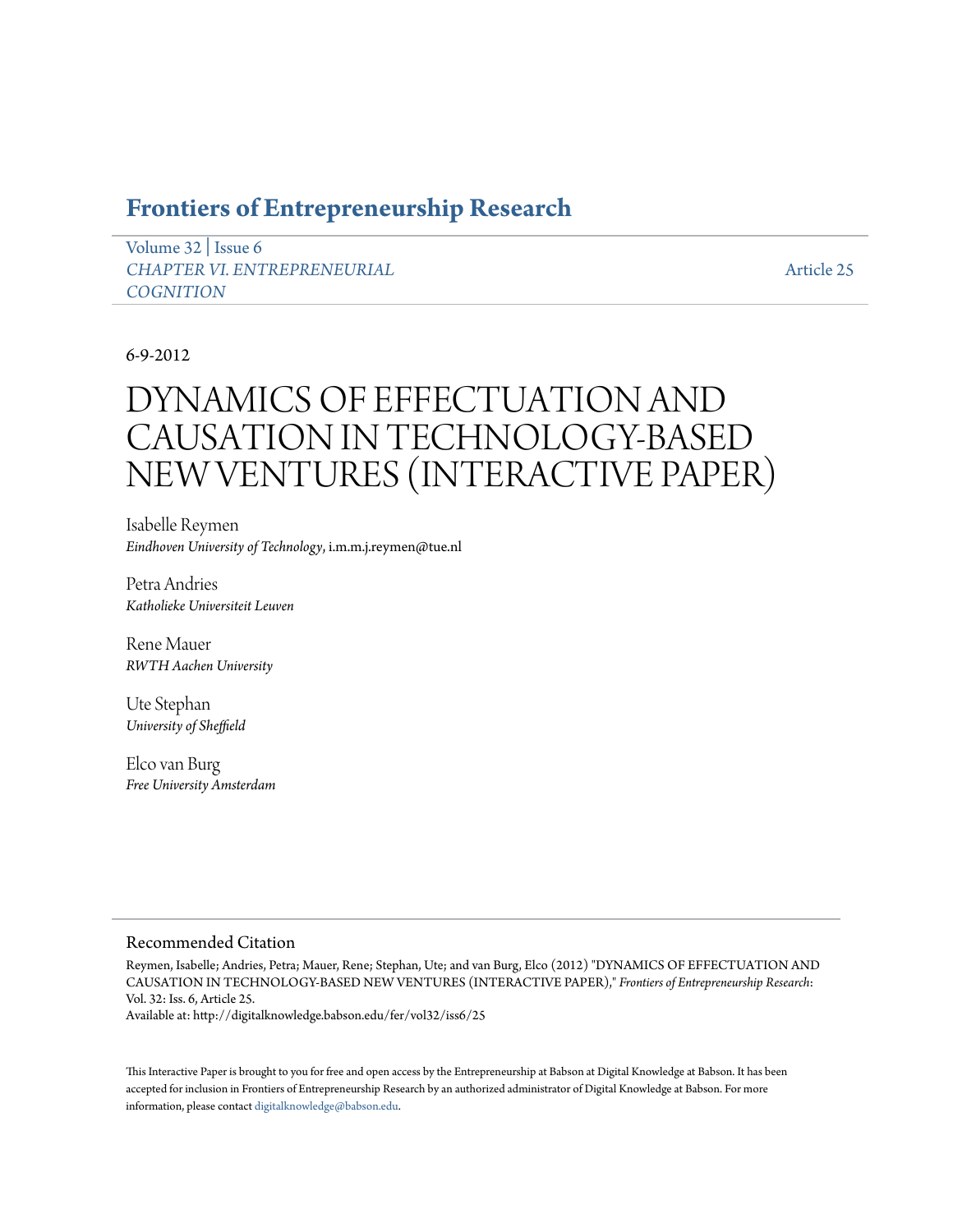## Frontiers of Entrepreneurship Research

Volume 32 | Issue 6
*CHAPTER VI. ENTREPRENEURIAL COGNITION*

Article 25

6-9-2012

# DYNAMICS OF EFFECTUATION AND CAUSATION IN TECHNOLOGY-BASED NEW VENTURES (INTERACTIVE PAPER)

Isabelle Reymen
*Eindhoven University of Technology*, i.m.m.j.reymen@tue.nl

Petra Andries
*Katholieke Universiteit Leuven*

Rene Mauer
*RWTH Aachen University*

Ute Stephan
*University of Sheffield*

Elco van Burg
*Free University Amsterdam*

### Recommended Citation

Reymen, Isabelle; Andries, Petra; Mauer, Rene; Stephan, Ute; and van Burg, Elco (2012) "DYNAMICS OF EFFECTUATION AND CAUSATION IN TECHNOLOGY-BASED NEW VENTURES (INTERACTIVE PAPER)," *Frontiers of Entrepreneurship Research*: Vol. 32: Iss. 6, Article 25.
Available at: http://digitalknowledge.babson.edu/fer/vol32/iss6/25

This Interactive Paper is brought to you for free and open access by the Entrepreneurship at Babson at Digital Knowledge at Babson. It has been accepted for inclusion in Frontiers of Entrepreneurship Research by an authorized administrator of Digital Knowledge at Babson. For more information, please contact digitalknowledge@babson.edu.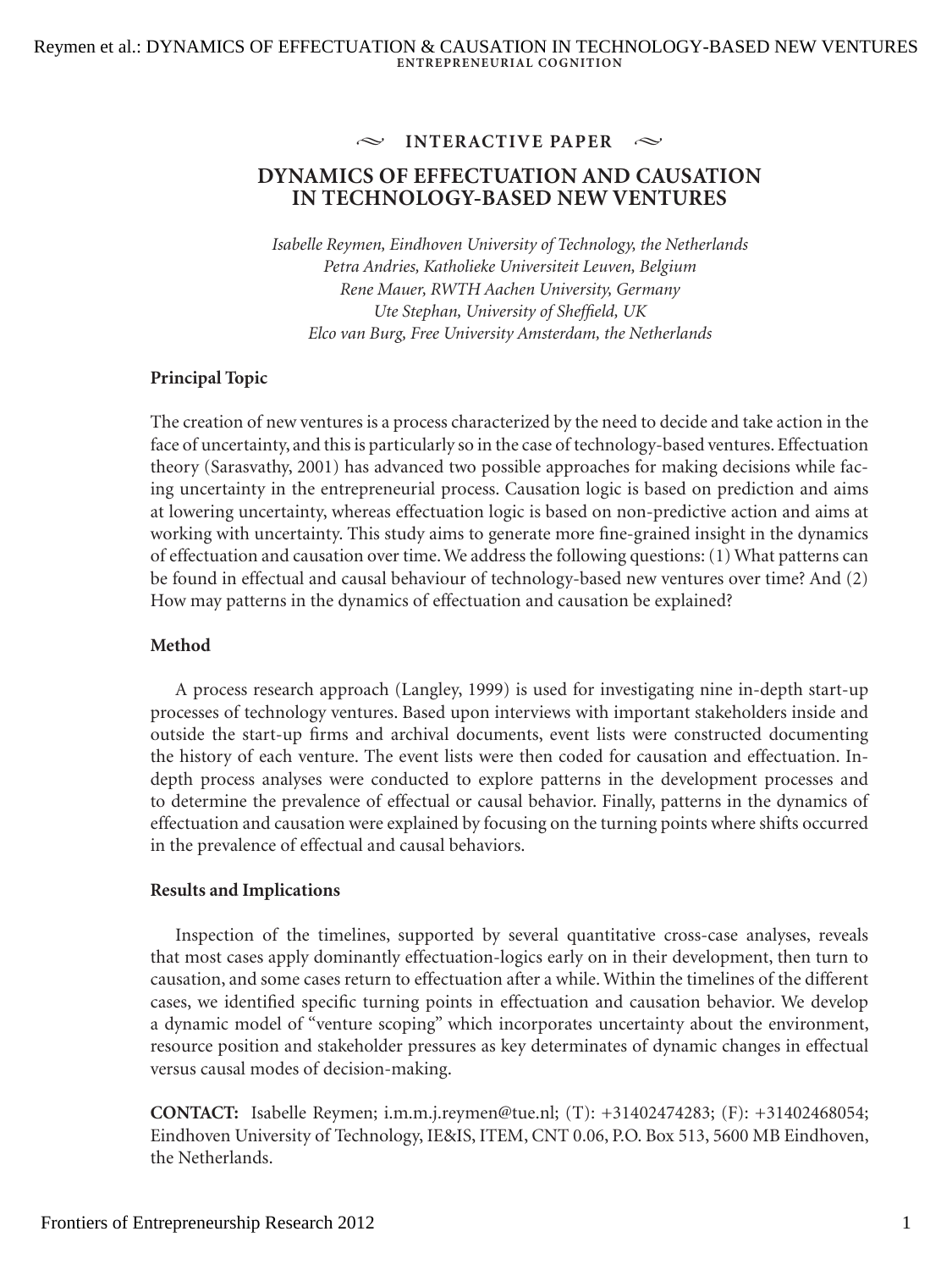INTERACTIVE PAPER

# DYNAMICS OF EFFECTUATION AND CAUSATION IN TECHNOLOGY-BASED NEW VENTURES

*Isabelle Reymen, Eindhoven University of Technology, the Netherlands*
*Petra Andries, Katholieke Universiteit Leuven, Belgium*
*Rene Mauer, RWTH Aachen University, Germany*
*Ute Stephan, University of Sheffield, UK*
*Elco van Burg, Free University Amsterdam, the Netherlands*

## Principal Topic

The creation of new ventures is a process characterized by the need to decide and take action in the face of uncertainty, and this is particularly so in the case of technology-based ventures. Effectuation theory (Sarasvathy, 2001) has advanced two possible approaches for making decisions while facing uncertainty in the entrepreneurial process. Causation logic is based on prediction and aims at lowering uncertainty, whereas effectuation logic is based on non-predictive action and aims at working with uncertainty. This study aims to generate more fine-grained insight in the dynamics of effectuation and causation over time. We address the following questions: (1) What patterns can be found in effectual and causal behaviour of technology-based new ventures over time? And (2) How may patterns in the dynamics of effectuation and causation be explained?

## Method

A process research approach (Langley, 1999) is used for investigating nine in-depth start-up processes of technology ventures. Based upon interviews with important stakeholders inside and outside the start-up firms and archival documents, event lists were constructed documenting the history of each venture. The event lists were then coded for causation and effectuation. In-depth process analyses were conducted to explore patterns in the development processes and to determine the prevalence of effectual or causal behavior. Finally, patterns in the dynamics of effectuation and causation were explained by focusing on the turning points where shifts occurred in the prevalence of effectual and causal behaviors.

## Results and Implications

Inspection of the timelines, supported by several quantitative cross-case analyses, reveals that most cases apply dominantly effectuation-logics early on in their development, then turn to causation, and some cases return to effectuation after a while. Within the timelines of the different cases, we identified specific turning points in effectuation and causation behavior. We develop a dynamic model of "venture scoping" which incorporates uncertainty about the environment, resource position and stakeholder pressures as key determinates of dynamic changes in effectual versus causal modes of decision-making.

**CONTACT:** Isabelle Reymen; i.m.m.j.reymen@tue.nl; (T): +31402474283; (F): +31402468054; Eindhoven University of Technology, IE&IS, ITEM, CNT 0.06, P.O. Box 513, 5600 MB Eindhoven, the Netherlands.